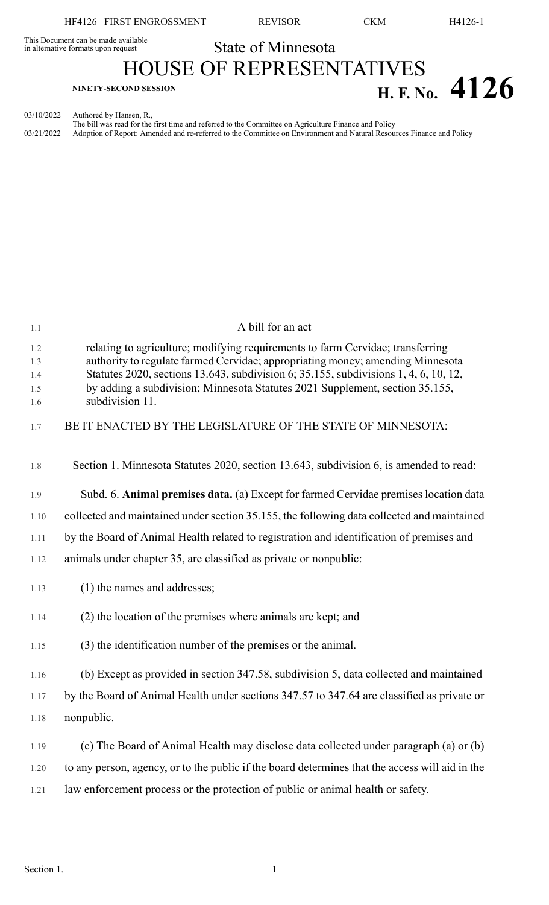This Document can be made available in alternative formats upon request

State of Minnesota

# HOUSE OF REPRESENTATIVES

**NINETY-SECOND SESSION**

**H. F. No. 4126**

03/10/2022 Authored by Hansen, R.,
The bill was read for the first time and referred to the Committee on Agriculture Finance and Policy

03/21/2022 Adoption of Report: Amended and re-referred to the Committee on Environment and Natural Resources Finance and Policy

A bill for an act

relating to agriculture; modifying requirements to farm Cervidae; transferring authority to regulate farmed Cervidae; appropriating money; amending Minnesota Statutes 2020, sections 13.643, subdivision 6; 35.155, subdivisions 1, 4, 6, 10, 12, by adding a subdivision; Minnesota Statutes 2021 Supplement, section 35.155, subdivision 11.

BE IT ENACTED BY THE LEGISLATURE OF THE STATE OF MINNESOTA:

Section 1. Minnesota Statutes 2020, section 13.643, subdivision 6, is amended to read:

Subd. 6. **Animal premises data.** (a) Except for farmed Cervidae premises location data collected and maintained under section 35.155, the following data collected and maintained by the Board of Animal Health related to registration and identification of premises and animals under chapter 35, are classified as private or nonpublic:

(1) the names and addresses;

(2) the location of the premises where animals are kept; and

(3) the identification number of the premises or the animal.

(b) Except as provided in section 347.58, subdivision 5, data collected and maintained by the Board of Animal Health under sections 347.57 to 347.64 are classified as private or nonpublic.

(c) The Board of Animal Health may disclose data collected under paragraph (a) or (b) to any person, agency, or to the public if the board determines that the access will aid in the law enforcement process or the protection of public or animal health or safety.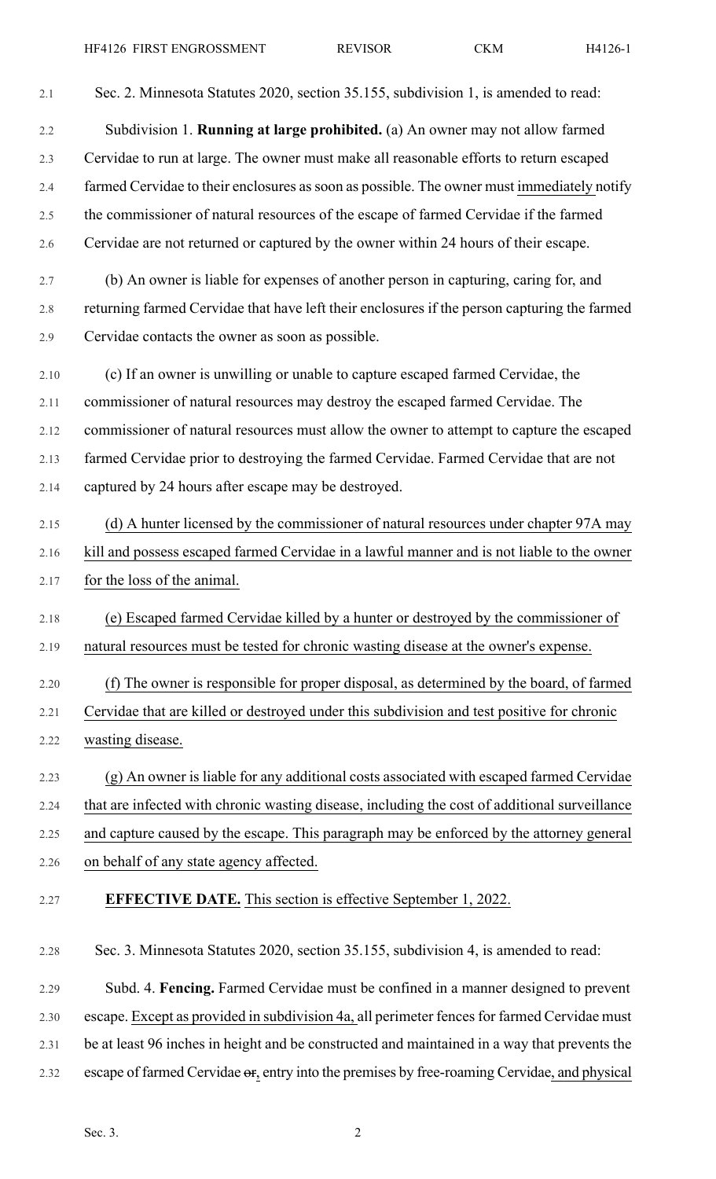Sec. 2. Minnesota Statutes 2020, section 35.155, subdivision 1, is amended to read:

Subdivision 1. **Running at large prohibited.** (a) An owner may not allow farmed Cervidae to run at large. The owner must make all reasonable efforts to return escaped farmed Cervidae to their enclosures as soon as possible. The owner must immediately notify the commissioner of natural resources of the escape of farmed Cervidae if the farmed Cervidae are not returned or captured by the owner within 24 hours of their escape.

(b) An owner is liable for expenses of another person in capturing, caring for, and returning farmed Cervidae that have left their enclosures if the person capturing the farmed Cervidae contacts the owner as soon as possible.

(c) If an owner is unwilling or unable to capture escaped farmed Cervidae, the commissioner of natural resources may destroy the escaped farmed Cervidae. The commissioner of natural resources must allow the owner to attempt to capture the escaped farmed Cervidae prior to destroying the farmed Cervidae. Farmed Cervidae that are not captured by 24 hours after escape may be destroyed.

(d) A hunter licensed by the commissioner of natural resources under chapter 97A may kill and possess escaped farmed Cervidae in a lawful manner and is not liable to the owner for the loss of the animal.

(e) Escaped farmed Cervidae killed by a hunter or destroyed by the commissioner of natural resources must be tested for chronic wasting disease at the owner's expense.

(f) The owner is responsible for proper disposal, as determined by the board, of farmed Cervidae that are killed or destroyed under this subdivision and test positive for chronic wasting disease.

(g) An owner is liable for any additional costs associated with escaped farmed Cervidae that are infected with chronic wasting disease, including the cost of additional surveillance and capture caused by the escape. This paragraph may be enforced by the attorney general on behalf of any state agency affected.

**EFFECTIVE DATE.** This section is effective September 1, 2022.

Sec. 3. Minnesota Statutes 2020, section 35.155, subdivision 4, is amended to read:

Subd. 4. **Fencing.** Farmed Cervidae must be confined in a manner designed to prevent escape. Except as provided in subdivision 4a, all perimeter fences for farmed Cervidae must be at least 96 inches in height and be constructed and maintained in a way that prevents the escape of farmed Cervidae ~~or~~, entry into the premises by free-roaming Cervidae, and physical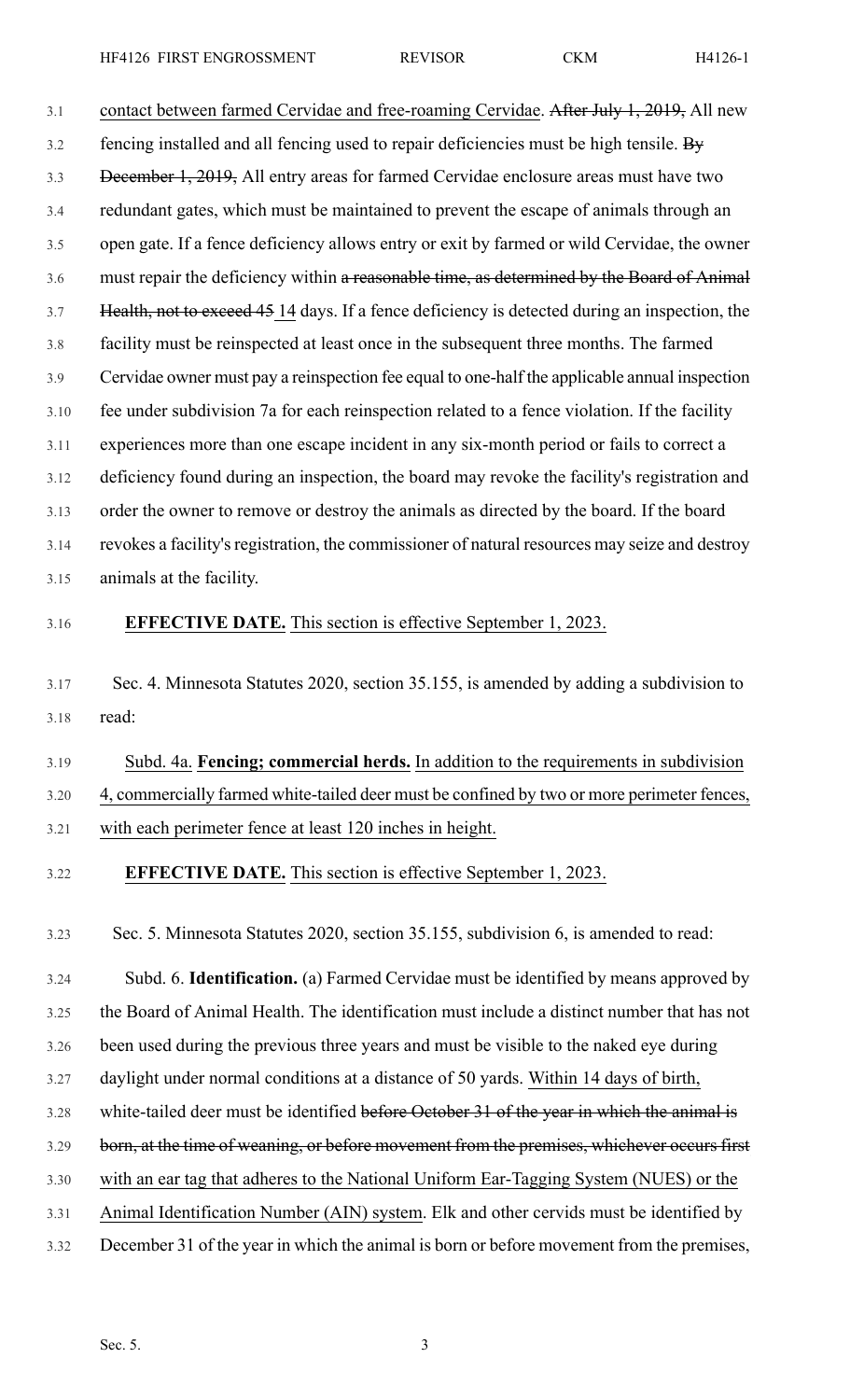contact between farmed Cervidae and free-roaming Cervidae. ~~After July 1, 2019,~~ All new fencing installed and all fencing used to repair deficiencies must be high tensile. ~~By December 1, 2019,~~ All entry areas for farmed Cervidae enclosure areas must have two redundant gates, which must be maintained to prevent the escape of animals through an open gate. If a fence deficiency allows entry or exit by farmed or wild Cervidae, the owner must repair the deficiency within ~~a reasonable time, as determined by the Board of Animal Health, not to exceed 45~~ 14 days. If a fence deficiency is detected during an inspection, the facility must be reinspected at least once in the subsequent three months. The farmed Cervidae owner must pay a reinspection fee equal to one-half the applicable annual inspection fee under subdivision 7a for each reinspection related to a fence violation. If the facility experiences more than one escape incident in any six-month period or fails to correct a deficiency found during an inspection, the board may revoke the facility's registration and order the owner to remove or destroy the animals as directed by the board. If the board revokes a facility's registration, the commissioner of natural resources may seize and destroy animals at the facility.

**EFFECTIVE DATE.** This section is effective September 1, 2023.

Sec. 4. Minnesota Statutes 2020, section 35.155, is amended by adding a subdivision to read:

Subd. 4a. **Fencing; commercial herds.** In addition to the requirements in subdivision 4, commercially farmed white-tailed deer must be confined by two or more perimeter fences, with each perimeter fence at least 120 inches in height.

**EFFECTIVE DATE.** This section is effective September 1, 2023.

Sec. 5. Minnesota Statutes 2020, section 35.155, subdivision 6, is amended to read:

Subd. 6. **Identification.** (a) Farmed Cervidae must be identified by means approved by the Board of Animal Health. The identification must include a distinct number that has not been used during the previous three years and must be visible to the naked eye during daylight under normal conditions at a distance of 50 yards. Within 14 days of birth, white-tailed deer must be identified ~~before October 31 of the year in which the animal is born, at the time of weaning, or before movement from the premises, whichever occurs first~~ with an ear tag that adheres to the National Uniform Ear-Tagging System (NUES) or the Animal Identification Number (AIN) system. Elk and other cervids must be identified by December 31 of the year in which the animal is born or before movement from the premises,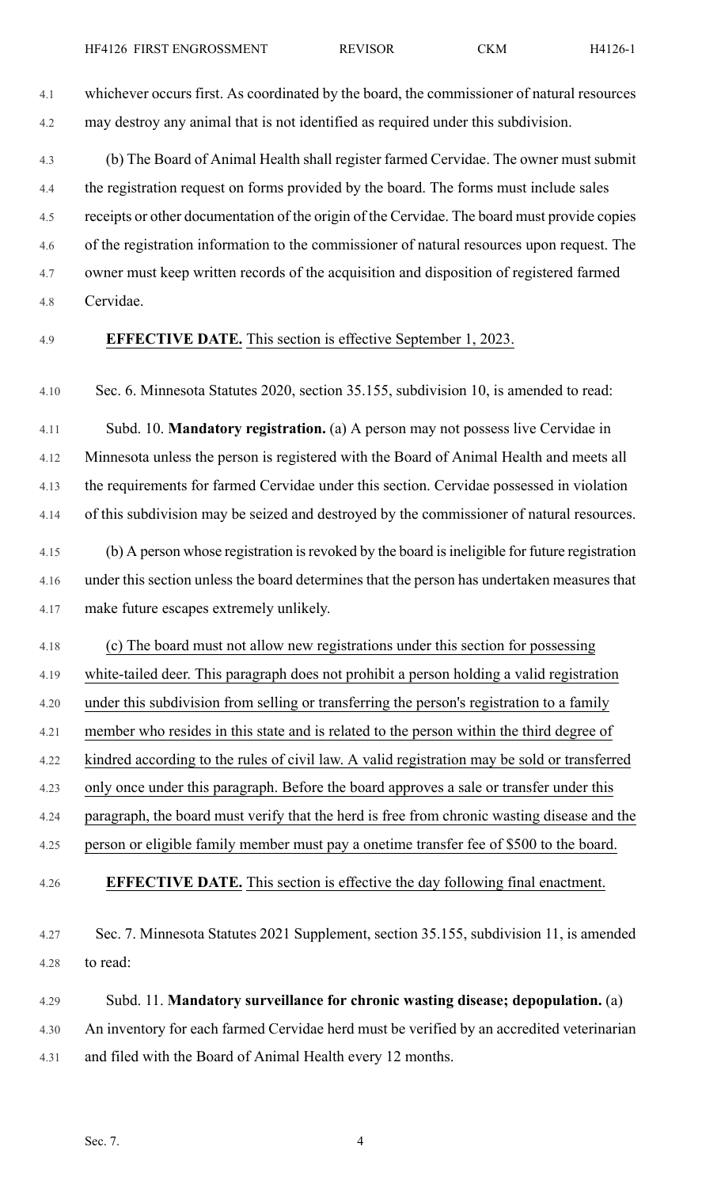whichever occurs first. As coordinated by the board, the commissioner of natural resources may destroy any animal that is not identified as required under this subdivision.

(b) The Board of Animal Health shall register farmed Cervidae. The owner must submit the registration request on forms provided by the board. The forms must include sales receipts or other documentation of the origin of the Cervidae. The board must provide copies of the registration information to the commissioner of natural resources upon request. The owner must keep written records of the acquisition and disposition of registered farmed Cervidae.

**EFFECTIVE DATE.** This section is effective September 1, 2023.

Sec. 6. Minnesota Statutes 2020, section 35.155, subdivision 10, is amended to read:

Subd. 10. **Mandatory registration.** (a) A person may not possess live Cervidae in Minnesota unless the person is registered with the Board of Animal Health and meets all the requirements for farmed Cervidae under this section. Cervidae possessed in violation of this subdivision may be seized and destroyed by the commissioner of natural resources.

(b) A person whose registration is revoked by the board is ineligible for future registration under this section unless the board determines that the person has undertaken measures that make future escapes extremely unlikely.

(c) The board must not allow new registrations under this section for possessing white-tailed deer. This paragraph does not prohibit a person holding a valid registration under this subdivision from selling or transferring the person's registration to a family member who resides in this state and is related to the person within the third degree of kindred according to the rules of civil law. A valid registration may be sold or transferred only once under this paragraph. Before the board approves a sale or transfer under this paragraph, the board must verify that the herd is free from chronic wasting disease and the person or eligible family member must pay a onetime transfer fee of $500 to the board.

**EFFECTIVE DATE.** This section is effective the day following final enactment.

Sec. 7. Minnesota Statutes 2021 Supplement, section 35.155, subdivision 11, is amended to read:

Subd. 11. **Mandatory surveillance for chronic wasting disease; depopulation.** (a) An inventory for each farmed Cervidae herd must be verified by an accredited veterinarian and filed with the Board of Animal Health every 12 months.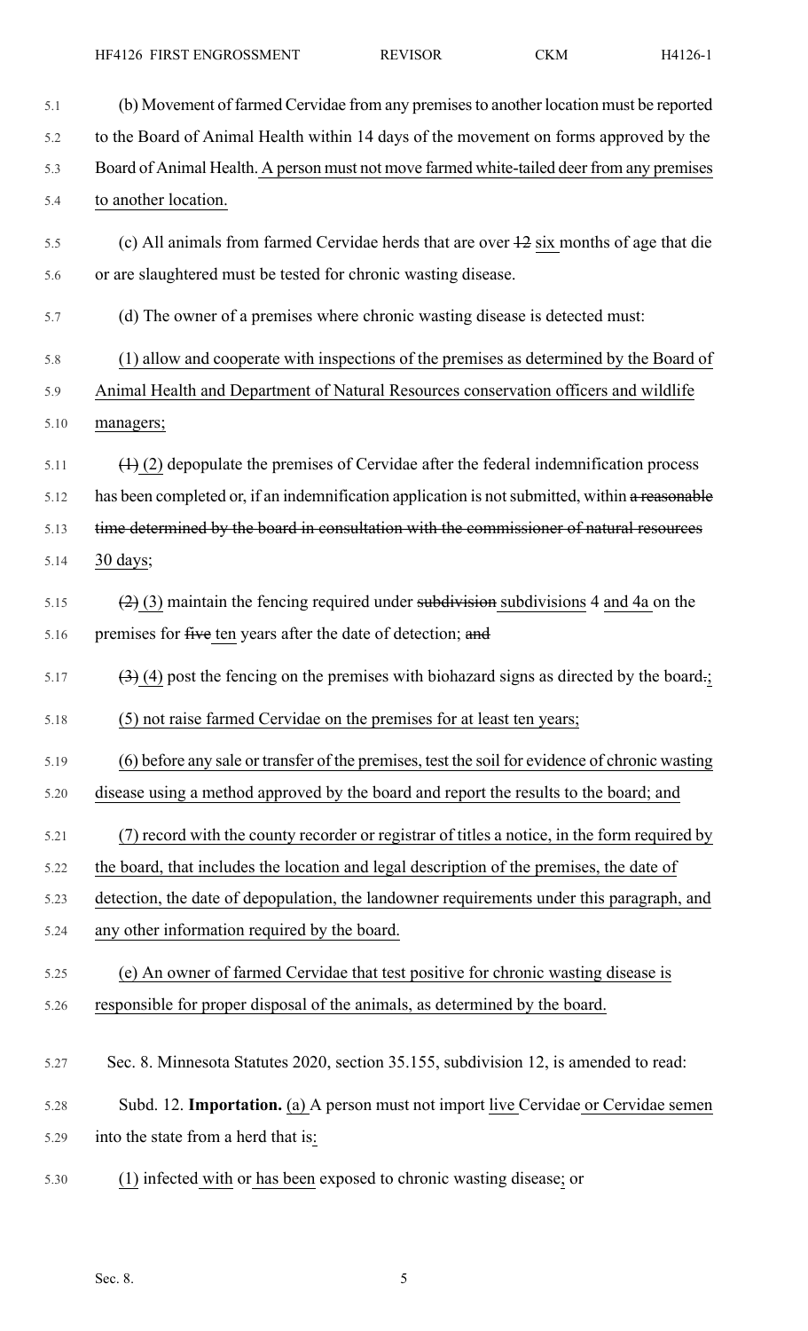(b) Movement of farmed Cervidae from any premises to another location must be reported to the Board of Animal Health within 14 days of the movement on forms approved by the Board of Animal Health. A person must not move farmed white-tailed deer from any premises to another location.

(c) All animals from farmed Cervidae herds that are over ~~12~~ six months of age that die or are slaughtered must be tested for chronic wasting disease.

(d) The owner of a premises where chronic wasting disease is detected must:

(1) allow and cooperate with inspections of the premises as determined by the Board of Animal Health and Department of Natural Resources conservation officers and wildlife managers;

~~(1)~~ (2) depopulate the premises of Cervidae after the federal indemnification process has been completed or, if an indemnification application is not submitted, within ~~a reasonable time determined by the board in consultation with the commissioner of natural resources~~ 30 days;

~~(2)~~ (3) maintain the fencing required under ~~subdivision~~ subdivisions 4 and 4a on the premises for ~~five~~ ten years after the date of detection; ~~and~~

~~(3)~~ (4) post the fencing on the premises with biohazard signs as directed by the board~~.~~;

(5) not raise farmed Cervidae on the premises for at least ten years;

(6) before any sale or transfer of the premises, test the soil for evidence of chronic wasting disease using a method approved by the board and report the results to the board; and

(7) record with the county recorder or registrar of titles a notice, in the form required by the board, that includes the location and legal description of the premises, the date of detection, the date of depopulation, the landowner requirements under this paragraph, and any other information required by the board.

(e) An owner of farmed Cervidae that test positive for chronic wasting disease is responsible for proper disposal of the animals, as determined by the board.

Sec. 8. Minnesota Statutes 2020, section 35.155, subdivision 12, is amended to read:

Subd. 12. **Importation.** (a) A person must not import live Cervidae or Cervidae semen into the state from a herd that is:

(1) infected with or has been exposed to chronic wasting disease; or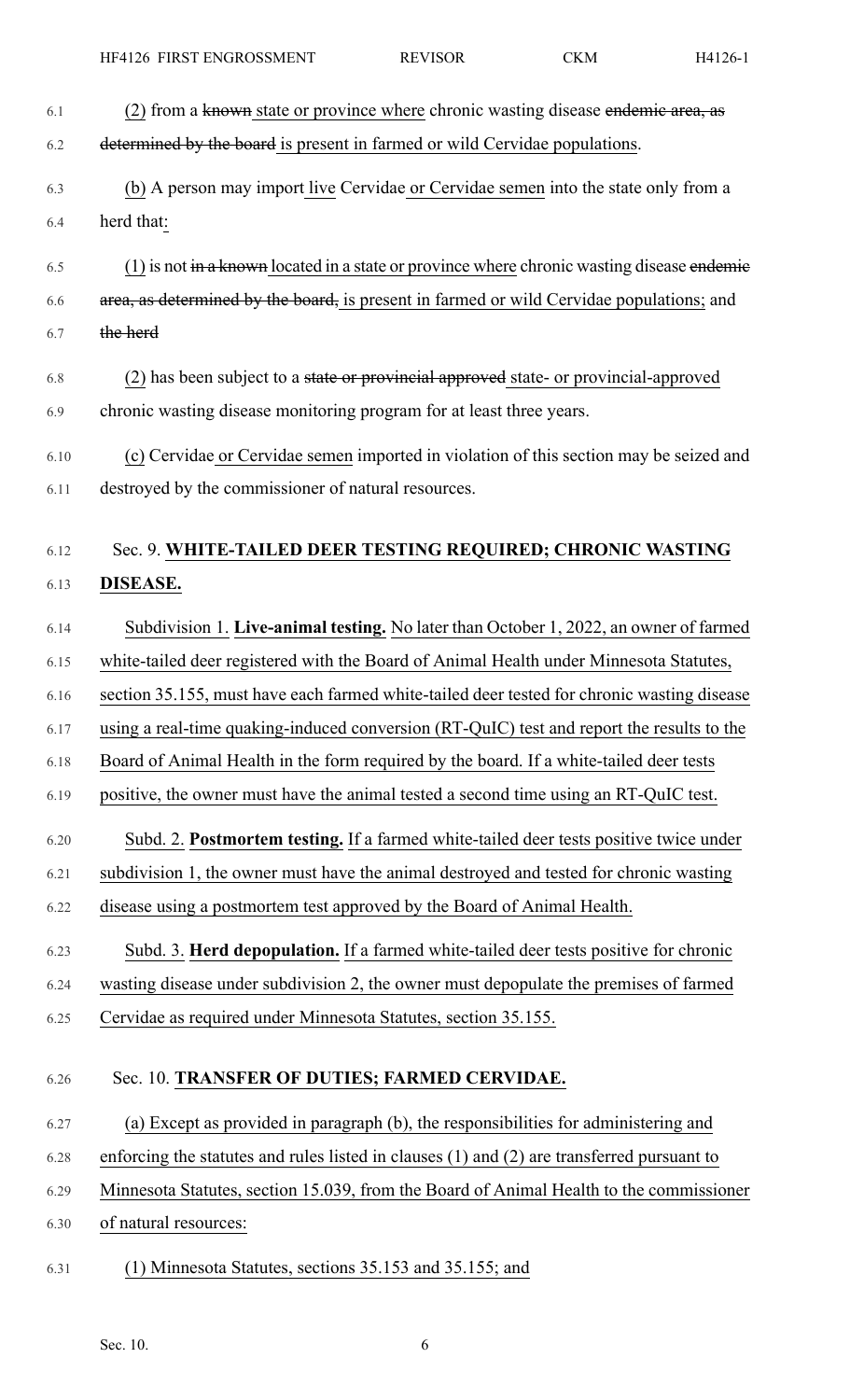(2) from a ~~known~~ state or province where chronic wasting disease ~~endemic area, as determined by the board~~ is present in farmed or wild Cervidae populations.

(b) A person may import live Cervidae or Cervidae semen into the state only from a herd that:

(1) is not ~~in a known~~ located in a state or province where chronic wasting disease ~~endemic area, as determined by the board,~~ is present in farmed or wild Cervidae populations; and ~~the herd~~

(2) has been subject to a ~~state or provincial approved~~ state- or provincial-approved chronic wasting disease monitoring program for at least three years.

(c) Cervidae or Cervidae semen imported in violation of this section may be seized and destroyed by the commissioner of natural resources.

## Sec. 9. **WHITE-TAILED DEER TESTING REQUIRED; CHRONIC WASTING DISEASE.**

Subdivision 1. **Live-animal testing.** No later than October 1, 2022, an owner of farmed white-tailed deer registered with the Board of Animal Health under Minnesota Statutes, section 35.155, must have each farmed white-tailed deer tested for chronic wasting disease using a real-time quaking-induced conversion (RT-QuIC) test and report the results to the Board of Animal Health in the form required by the board. If a white-tailed deer tests positive, the owner must have the animal tested a second time using an RT-QuIC test.

Subd. 2. **Postmortem testing.** If a farmed white-tailed deer tests positive twice under subdivision 1, the owner must have the animal destroyed and tested for chronic wasting disease using a postmortem test approved by the Board of Animal Health.

Subd. 3. **Herd depopulation.** If a farmed white-tailed deer tests positive for chronic wasting disease under subdivision 2, the owner must depopulate the premises of farmed Cervidae as required under Minnesota Statutes, section 35.155.

## Sec. 10. **TRANSFER OF DUTIES; FARMED CERVIDAE.**

(a) Except as provided in paragraph (b), the responsibilities for administering and enforcing the statutes and rules listed in clauses (1) and (2) are transferred pursuant to Minnesota Statutes, section 15.039, from the Board of Animal Health to the commissioner of natural resources:

(1) Minnesota Statutes, sections 35.153 and 35.155; and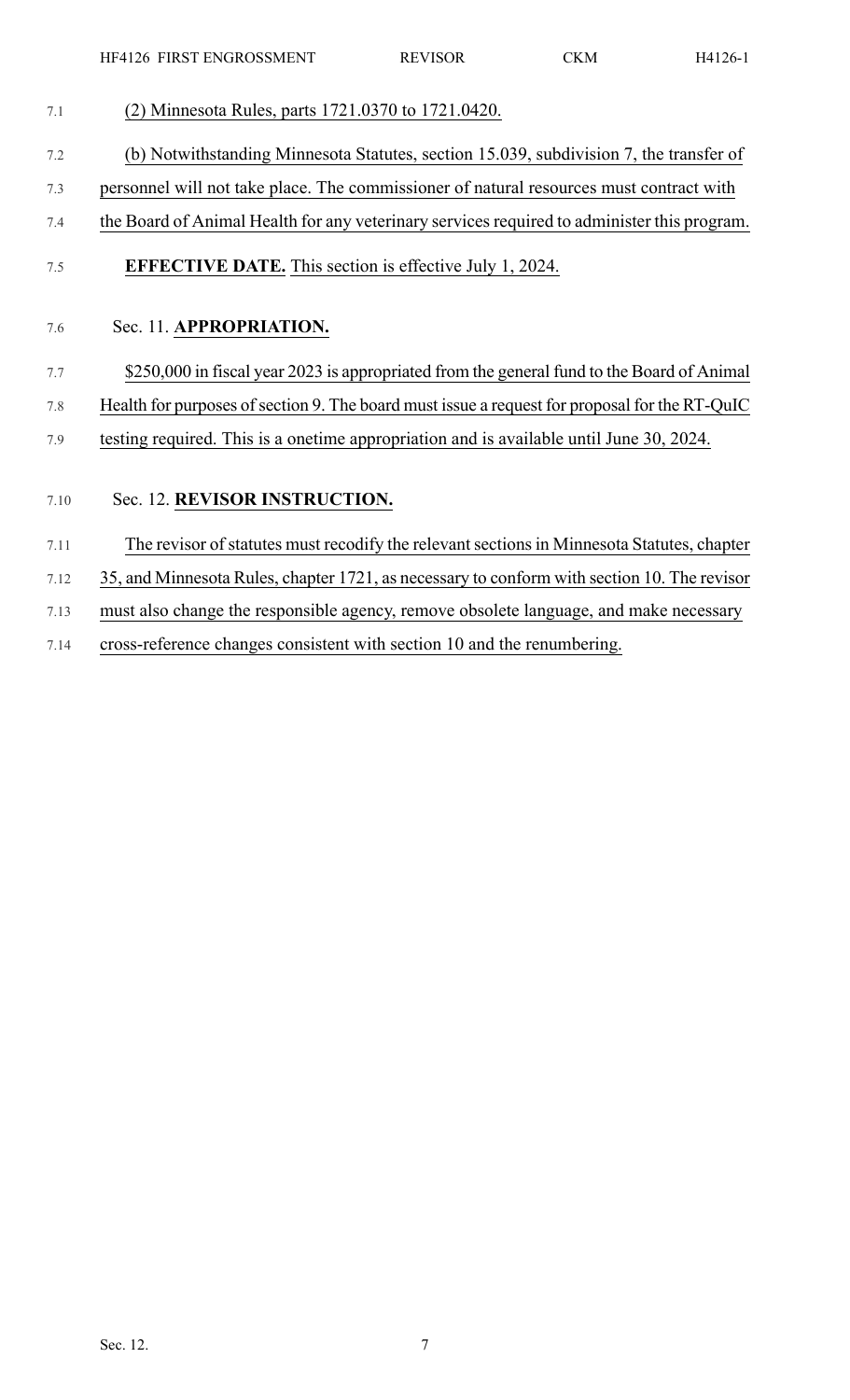(2) Minnesota Rules, parts 1721.0370 to 1721.0420.

(b) Notwithstanding Minnesota Statutes, section 15.039, subdivision 7, the transfer of personnel will not take place. The commissioner of natural resources must contract with the Board of Animal Health for any veterinary services required to administer this program.

**EFFECTIVE DATE.** This section is effective July 1, 2024.

Sec. 11. **APPROPRIATION.**

$250,000 in fiscal year 2023 is appropriated from the general fund to the Board of Animal Health for purposes of section 9. The board must issue a request for proposal for the RT-QuIC testing required. This is a onetime appropriation and is available until June 30, 2024.

Sec. 12. **REVISOR INSTRUCTION.**

The revisor of statutes must recodify the relevant sections in Minnesota Statutes, chapter 35, and Minnesota Rules, chapter 1721, as necessary to conform with section 10. The revisor must also change the responsible agency, remove obsolete language, and make necessary cross-reference changes consistent with section 10 and the renumbering.